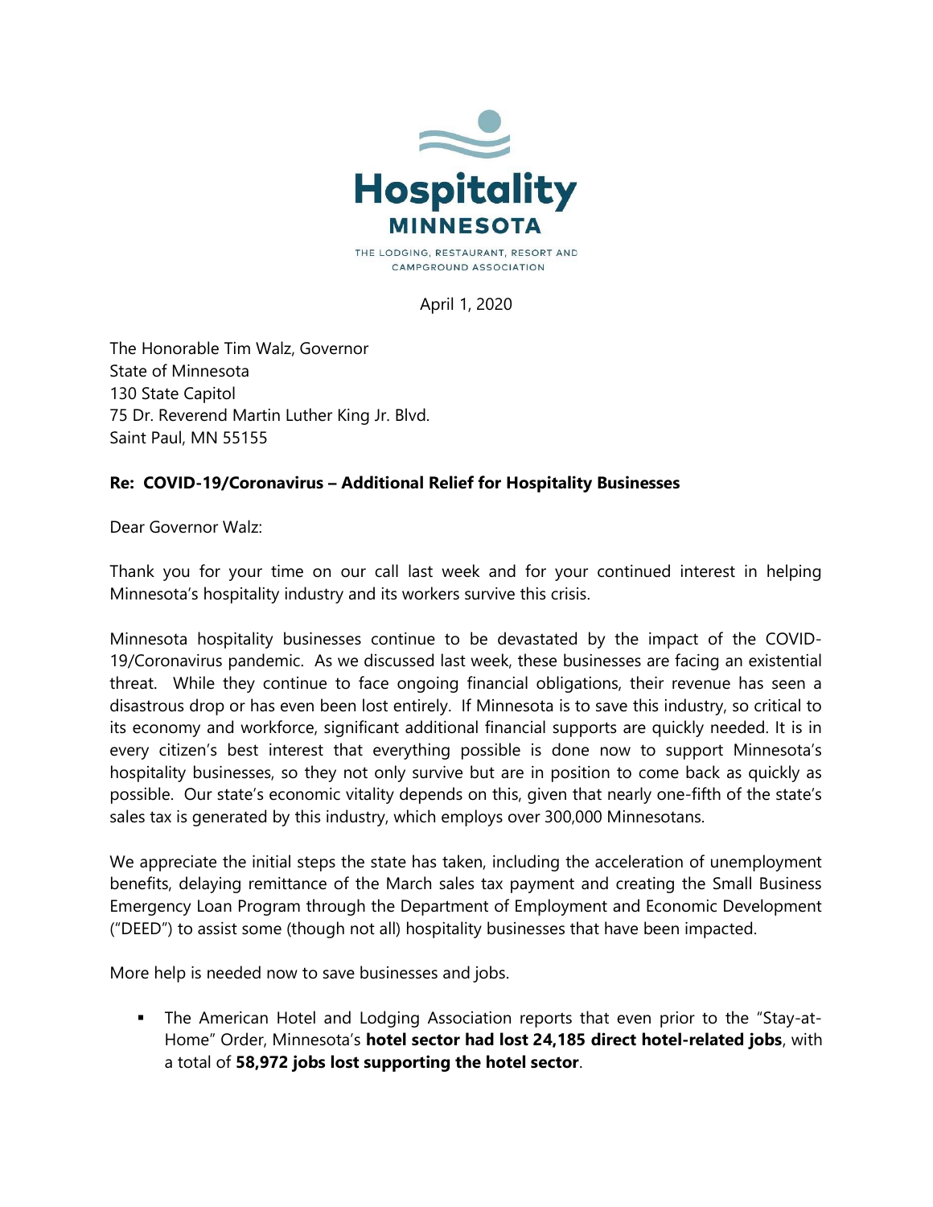**Hospitality MINNESOTA**

THE LODGING, RESTAURANT, RESORT AND CAMPGROUND ASSOCIATION

April 1, 2020

The Honorable Tim Walz, Governor
State of Minnesota
130 State Capitol
75 Dr. Reverend Martin Luther King Jr. Blvd.
Saint Paul, MN 55155

**Re: COVID-19/Coronavirus – Additional Relief for Hospitality Businesses**

Dear Governor Walz:

Thank you for your time on our call last week and for your continued interest in helping Minnesota's hospitality industry and its workers survive this crisis.

Minnesota hospitality businesses continue to be devastated by the impact of the COVID-19/Coronavirus pandemic. As we discussed last week, these businesses are facing an existential threat. While they continue to face ongoing financial obligations, their revenue has seen a disastrous drop or has even been lost entirely. If Minnesota is to save this industry, so critical to its economy and workforce, significant additional financial supports are quickly needed. It is in every citizen's best interest that everything possible is done now to support Minnesota's hospitality businesses, so they not only survive but are in position to come back as quickly as possible. Our state's economic vitality depends on this, given that nearly one-fifth of the state's sales tax is generated by this industry, which employs over 300,000 Minnesotans.

We appreciate the initial steps the state has taken, including the acceleration of unemployment benefits, delaying remittance of the March sales tax payment and creating the Small Business Emergency Loan Program through the Department of Employment and Economic Development ("DEED") to assist some (though not all) hospitality businesses that have been impacted.

More help is needed now to save businesses and jobs.

- The American Hotel and Lodging Association reports that even prior to the "Stay-at-Home" Order, Minnesota's **hotel sector had lost 24,185 direct hotel-related jobs**, with a total of **58,972 jobs lost supporting the hotel sector**.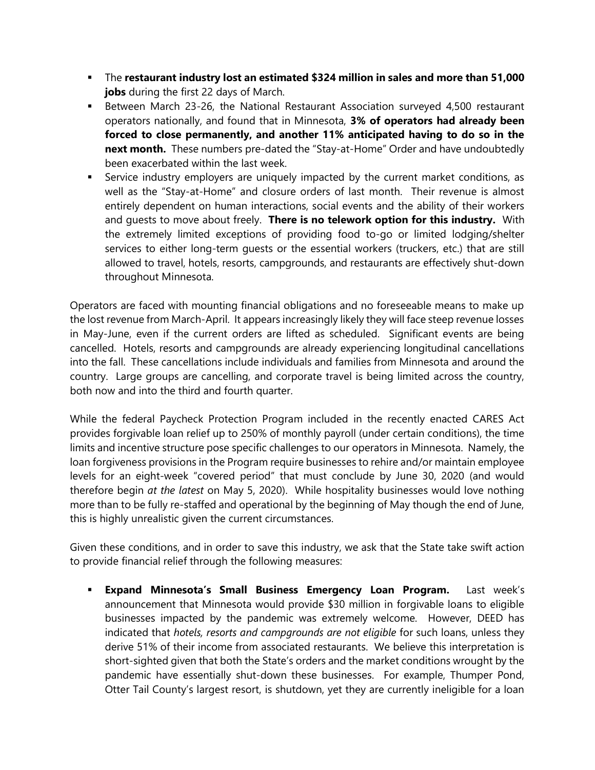- The **restaurant industry lost an estimated $324 million in sales and more than 51,000 jobs** during the first 22 days of March.
- Between March 23-26, the National Restaurant Association surveyed 4,500 restaurant operators nationally, and found that in Minnesota, **3% of operators had already been forced to close permanently, and another 11% anticipated having to do so in the next month.** These numbers pre-dated the "Stay-at-Home" Order and have undoubtedly been exacerbated within the last week.
- Service industry employers are uniquely impacted by the current market conditions, as well as the "Stay-at-Home" and closure orders of last month. Their revenue is almost entirely dependent on human interactions, social events and the ability of their workers and guests to move about freely. **There is no telework option for this industry.** With the extremely limited exceptions of providing food to-go or limited lodging/shelter services to either long-term guests or the essential workers (truckers, etc.) that are still allowed to travel, hotels, resorts, campgrounds, and restaurants are effectively shut-down throughout Minnesota.

Operators are faced with mounting financial obligations and no foreseeable means to make up the lost revenue from March-April. It appears increasingly likely they will face steep revenue losses in May-June, even if the current orders are lifted as scheduled. Significant events are being cancelled. Hotels, resorts and campgrounds are already experiencing longitudinal cancellations into the fall. These cancellations include individuals and families from Minnesota and around the country. Large groups are cancelling, and corporate travel is being limited across the country, both now and into the third and fourth quarter.

While the federal Paycheck Protection Program included in the recently enacted CARES Act provides forgivable loan relief up to 250% of monthly payroll (under certain conditions), the time limits and incentive structure pose specific challenges to our operators in Minnesota. Namely, the loan forgiveness provisions in the Program require businesses to rehire and/or maintain employee levels for an eight-week "covered period" that must conclude by June 30, 2020 (and would therefore begin *at the latest* on May 5, 2020). While hospitality businesses would love nothing more than to be fully re-staffed and operational by the beginning of May though the end of June, this is highly unrealistic given the current circumstances.

Given these conditions, and in order to save this industry, we ask that the State take swift action to provide financial relief through the following measures:

- **Expand Minnesota's Small Business Emergency Loan Program.** Last week's announcement that Minnesota would provide $30 million in forgivable loans to eligible businesses impacted by the pandemic was extremely welcome. However, DEED has indicated that *hotels, resorts and campgrounds are not eligible* for such loans, unless they derive 51% of their income from associated restaurants. We believe this interpretation is short-sighted given that both the State's orders and the market conditions wrought by the pandemic have essentially shut-down these businesses. For example, Thumper Pond, Otter Tail County's largest resort, is shutdown, yet they are currently ineligible for a loan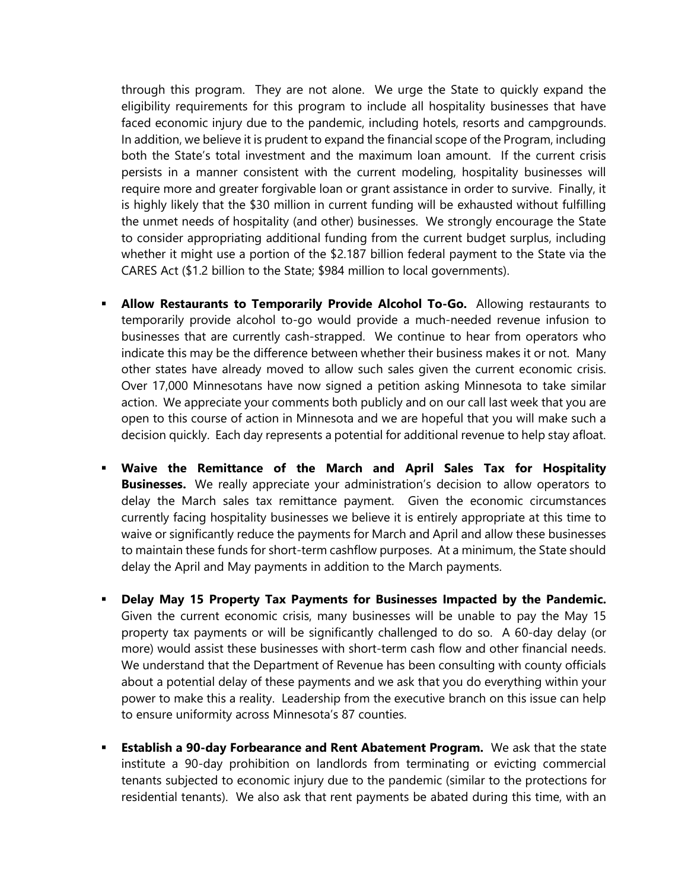through this program. They are not alone. We urge the State to quickly expand the eligibility requirements for this program to include all hospitality businesses that have faced economic injury due to the pandemic, including hotels, resorts and campgrounds. In addition, we believe it is prudent to expand the financial scope of the Program, including both the State's total investment and the maximum loan amount. If the current crisis persists in a manner consistent with the current modeling, hospitality businesses will require more and greater forgivable loan or grant assistance in order to survive. Finally, it is highly likely that the $30 million in current funding will be exhausted without fulfilling the unmet needs of hospitality (and other) businesses. We strongly encourage the State to consider appropriating additional funding from the current budget surplus, including whether it might use a portion of the $2.187 billion federal payment to the State via the CARES Act ($1.2 billion to the State; $984 million to local governments).

- **Allow Restaurants to Temporarily Provide Alcohol To-Go.** Allowing restaurants to temporarily provide alcohol to-go would provide a much-needed revenue infusion to businesses that are currently cash-strapped. We continue to hear from operators who indicate this may be the difference between whether their business makes it or not. Many other states have already moved to allow such sales given the current economic crisis. Over 17,000 Minnesotans have now signed a petition asking Minnesota to take similar action. We appreciate your comments both publicly and on our call last week that you are open to this course of action in Minnesota and we are hopeful that you will make such a decision quickly. Each day represents a potential for additional revenue to help stay afloat.

- **Waive the Remittance of the March and April Sales Tax for Hospitality Businesses.** We really appreciate your administration's decision to allow operators to delay the March sales tax remittance payment. Given the economic circumstances currently facing hospitality businesses we believe it is entirely appropriate at this time to waive or significantly reduce the payments for March and April and allow these businesses to maintain these funds for short-term cashflow purposes. At a minimum, the State should delay the April and May payments in addition to the March payments.

- **Delay May 15 Property Tax Payments for Businesses Impacted by the Pandemic.** Given the current economic crisis, many businesses will be unable to pay the May 15 property tax payments or will be significantly challenged to do so. A 60-day delay (or more) would assist these businesses with short-term cash flow and other financial needs. We understand that the Department of Revenue has been consulting with county officials about a potential delay of these payments and we ask that you do everything within your power to make this a reality. Leadership from the executive branch on this issue can help to ensure uniformity across Minnesota's 87 counties.

- **Establish a 90-day Forbearance and Rent Abatement Program.** We ask that the state institute a 90-day prohibition on landlords from terminating or evicting commercial tenants subjected to economic injury due to the pandemic (similar to the protections for residential tenants). We also ask that rent payments be abated during this time, with an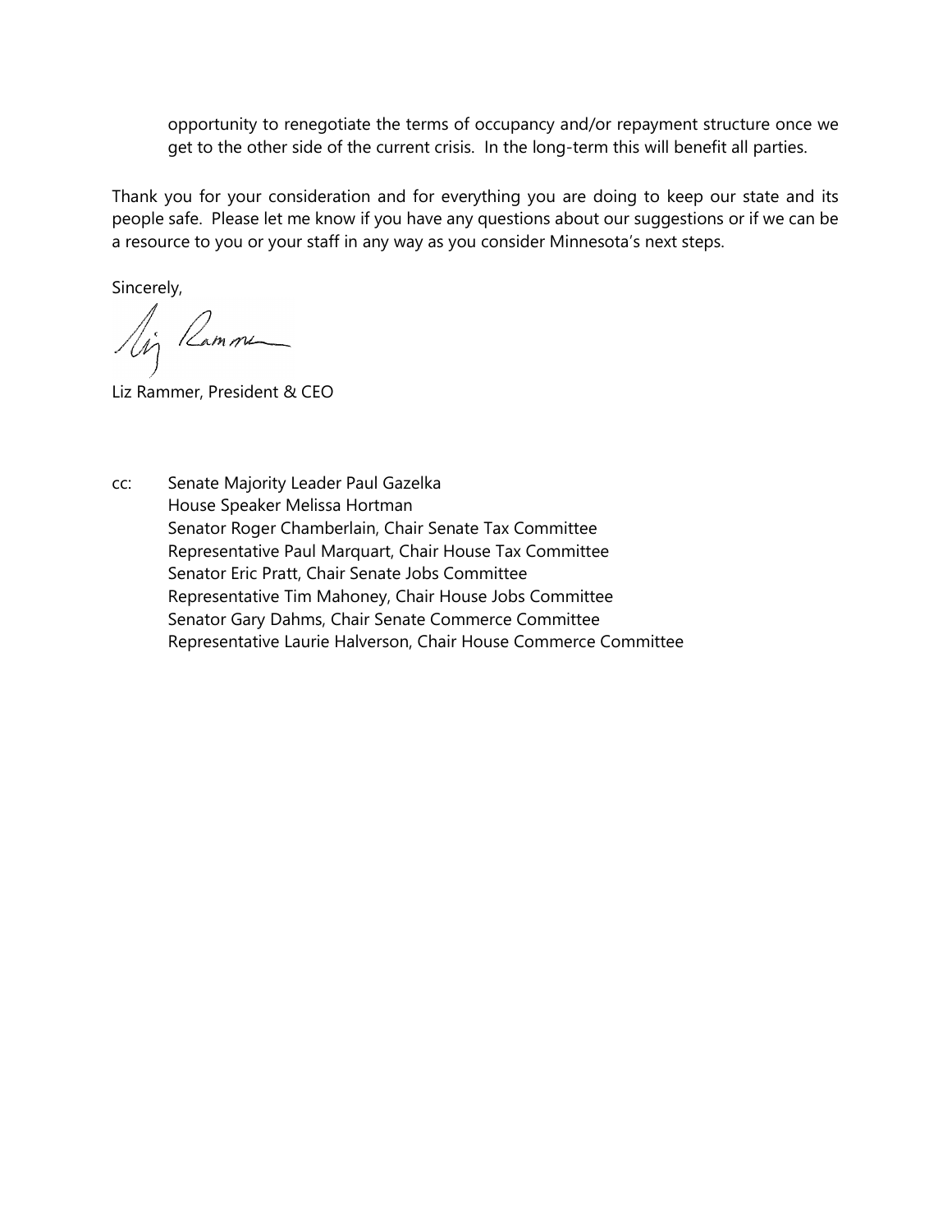opportunity to renegotiate the terms of occupancy and/or repayment structure once we get to the other side of the current crisis. In the long-term this will benefit all parties.

Thank you for your consideration and for everything you are doing to keep our state and its people safe. Please let me know if you have any questions about our suggestions or if we can be a resource to you or your staff in any way as you consider Minnesota's next steps.

Sincerely,

Liz Rammer, President & CEO

cc: Senate Majority Leader Paul Gazelka
House Speaker Melissa Hortman
Senator Roger Chamberlain, Chair Senate Tax Committee
Representative Paul Marquart, Chair House Tax Committee
Senator Eric Pratt, Chair Senate Jobs Committee
Representative Tim Mahoney, Chair House Jobs Committee
Senator Gary Dahms, Chair Senate Commerce Committee
Representative Laurie Halverson, Chair House Commerce Committee